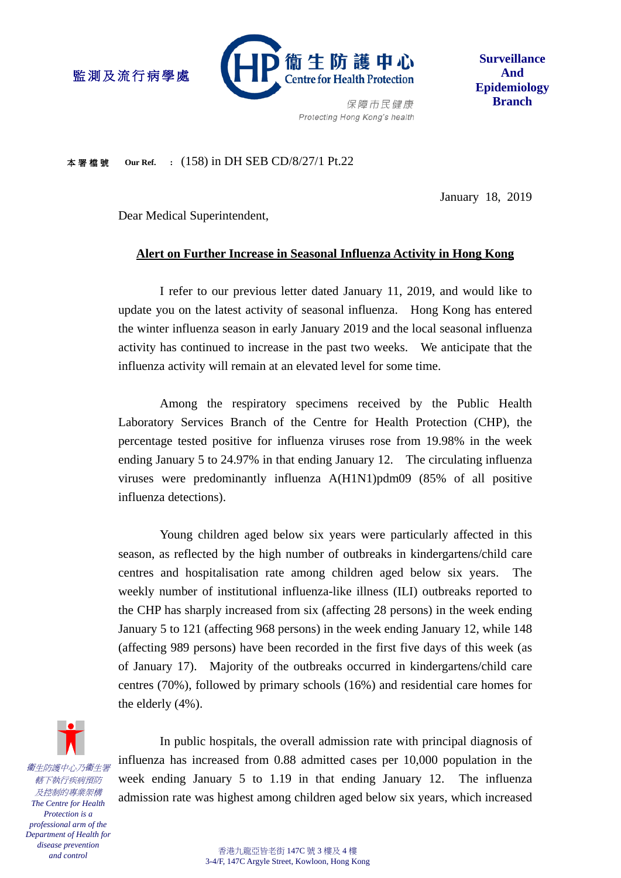監測及流行病學處

衞生防護中心
Centre for Health Protection
保障市民健康
Protecting Hong Kong's health

**Surveillance And Epidemiology Branch**

本署檔號 **Our Ref.** : (158) in DH SEB CD/8/27/1 Pt.22

January 18, 2019

Dear Medical Superintendent,

**Alert on Further Increase in Seasonal Influenza Activity in Hong Kong**

I refer to our previous letter dated January 11, 2019, and would like to update you on the latest activity of seasonal influenza. Hong Kong has entered the winter influenza season in early January 2019 and the local seasonal influenza activity has continued to increase in the past two weeks. We anticipate that the influenza activity will remain at an elevated level for some time.

Among the respiratory specimens received by the Public Health Laboratory Services Branch of the Centre for Health Protection (CHP), the percentage tested positive for influenza viruses rose from 19.98% in the week ending January 5 to 24.97% in that ending January 12. The circulating influenza viruses were predominantly influenza A(H1N1)pdm09 (85% of all positive influenza detections).

Young children aged below six years were particularly affected in this season, as reflected by the high number of outbreaks in kindergartens/child care centres and hospitalisation rate among children aged below six years. The weekly number of institutional influenza-like illness (ILI) outbreaks reported to the CHP has sharply increased from six (affecting 28 persons) in the week ending January 5 to 121 (affecting 968 persons) in the week ending January 12, while 148 (affecting 989 persons) have been recorded in the first five days of this week (as of January 17). Majority of the outbreaks occurred in kindergartens/child care centres (70%), followed by primary schools (16%) and residential care homes for the elderly (4%).

In public hospitals, the overall admission rate with principal diagnosis of influenza has increased from 0.88 admitted cases per 10,000 population in the week ending January 5 to 1.19 in that ending January 12. The influenza admission rate was highest among children aged below six years, which increased

*衞生防護中心乃衞生署轄下執行疾病預防及控制的專業架構*
*The Centre for Health Protection is a professional arm of the Department of Health for disease prevention and control*

香港九龍亞皆老街 147C 號 3 樓及 4 樓
3-4/F, 147C Argyle Street, Kowloon, Hong Kong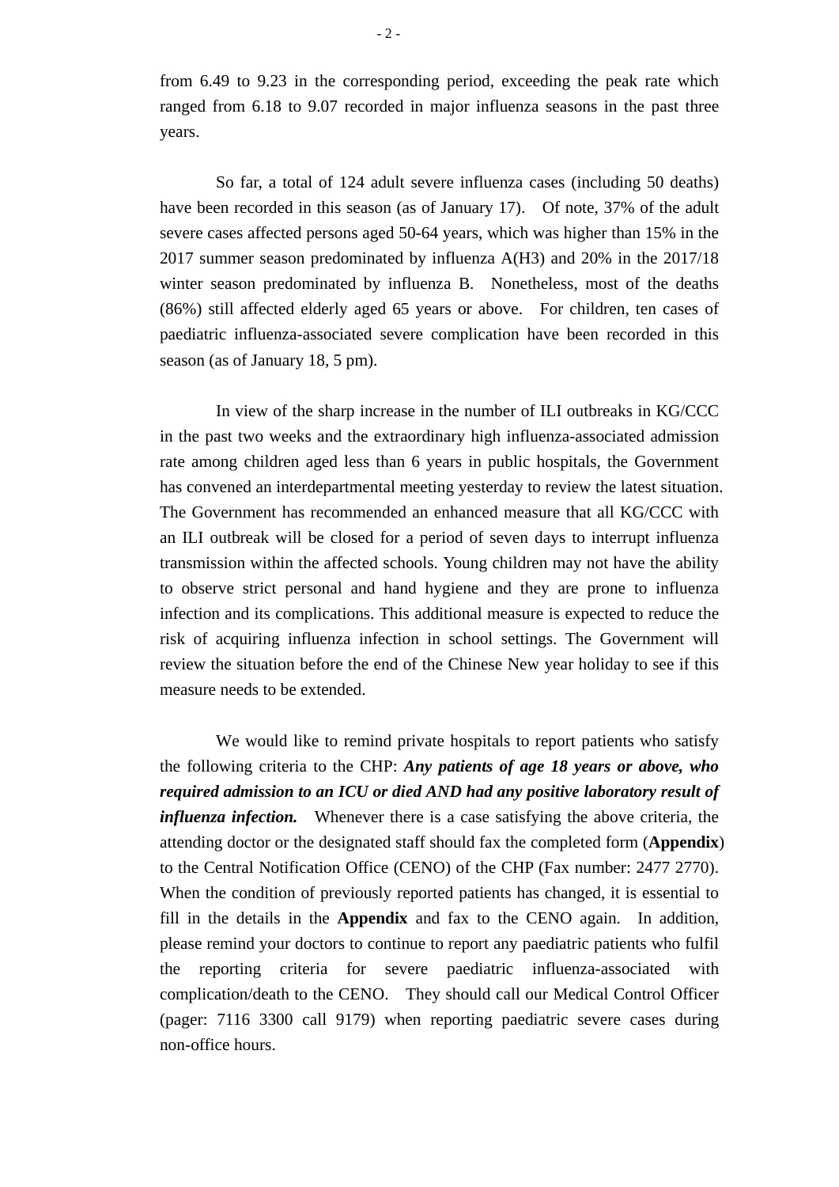from 6.49 to 9.23 in the corresponding period, exceeding the peak rate which ranged from 6.18 to 9.07 recorded in major influenza seasons in the past three years.

So far, a total of 124 adult severe influenza cases (including 50 deaths) have been recorded in this season (as of January 17). Of note, 37% of the adult severe cases affected persons aged 50-64 years, which was higher than 15% in the 2017 summer season predominated by influenza A(H3) and 20% in the 2017/18 winter season predominated by influenza B. Nonetheless, most of the deaths (86%) still affected elderly aged 65 years or above. For children, ten cases of paediatric influenza-associated severe complication have been recorded in this season (as of January 18, 5 pm).

In view of the sharp increase in the number of ILI outbreaks in KG/CCC in the past two weeks and the extraordinary high influenza-associated admission rate among children aged less than 6 years in public hospitals, the Government has convened an interdepartmental meeting yesterday to review the latest situation. The Government has recommended an enhanced measure that all KG/CCC with an ILI outbreak will be closed for a period of seven days to interrupt influenza transmission within the affected schools. Young children may not have the ability to observe strict personal and hand hygiene and they are prone to influenza infection and its complications. This additional measure is expected to reduce the risk of acquiring influenza infection in school settings. The Government will review the situation before the end of the Chinese New year holiday to see if this measure needs to be extended.

We would like to remind private hospitals to report patients who satisfy the following criteria to the CHP: ***Any patients of age 18 years or above, who required admission to an ICU or died AND had any positive laboratory result of influenza infection.*** Whenever there is a case satisfying the above criteria, the attending doctor or the designated staff should fax the completed form (**Appendix**) to the Central Notification Office (CENO) of the CHP (Fax number: 2477 2770). When the condition of previously reported patients has changed, it is essential to fill in the details in the **Appendix** and fax to the CENO again. In addition, please remind your doctors to continue to report any paediatric patients who fulfil the reporting criteria for severe paediatric influenza-associated with complication/death to the CENO. They should call our Medical Control Officer (pager: 7116 3300 call 9179) when reporting paediatric severe cases during non-office hours.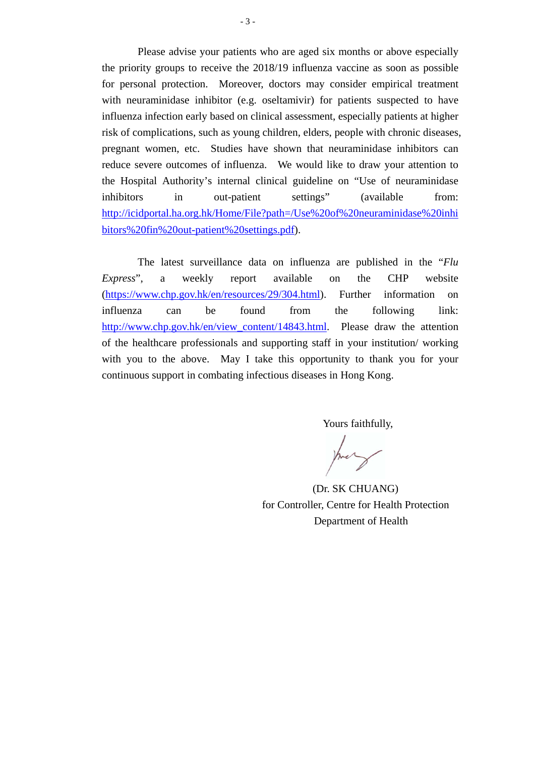Please advise your patients who are aged six months or above especially the priority groups to receive the 2018/19 influenza vaccine as soon as possible for personal protection. Moreover, doctors may consider empirical treatment with neuraminidase inhibitor (e.g. oseltamivir) for patients suspected to have influenza infection early based on clinical assessment, especially patients at higher risk of complications, such as young children, elders, people with chronic diseases, pregnant women, etc. Studies have shown that neuraminidase inhibitors can reduce severe outcomes of influenza. We would like to draw your attention to the Hospital Authority's internal clinical guideline on "Use of neuraminidase inhibitors in out-patient settings" (available from: http://icidportal.ha.org.hk/Home/File?path=/Use%20of%20neuraminidase%20inhibitors%20fin%20out-patient%20settings.pdf).

The latest surveillance data on influenza are published in the "*Flu Express*", a weekly report available on the CHP website (https://www.chp.gov.hk/en/resources/29/304.html). Further information on influenza can be found from the following link: http://www.chp.gov.hk/en/view_content/14843.html. Please draw the attention of the healthcare professionals and supporting staff in your institution/ working with you to the above. May I take this opportunity to thank you for your continuous support in combating infectious diseases in Hong Kong.

Yours faithfully,

(Dr. SK CHUANG)
for Controller, Centre for Health Protection
Department of Health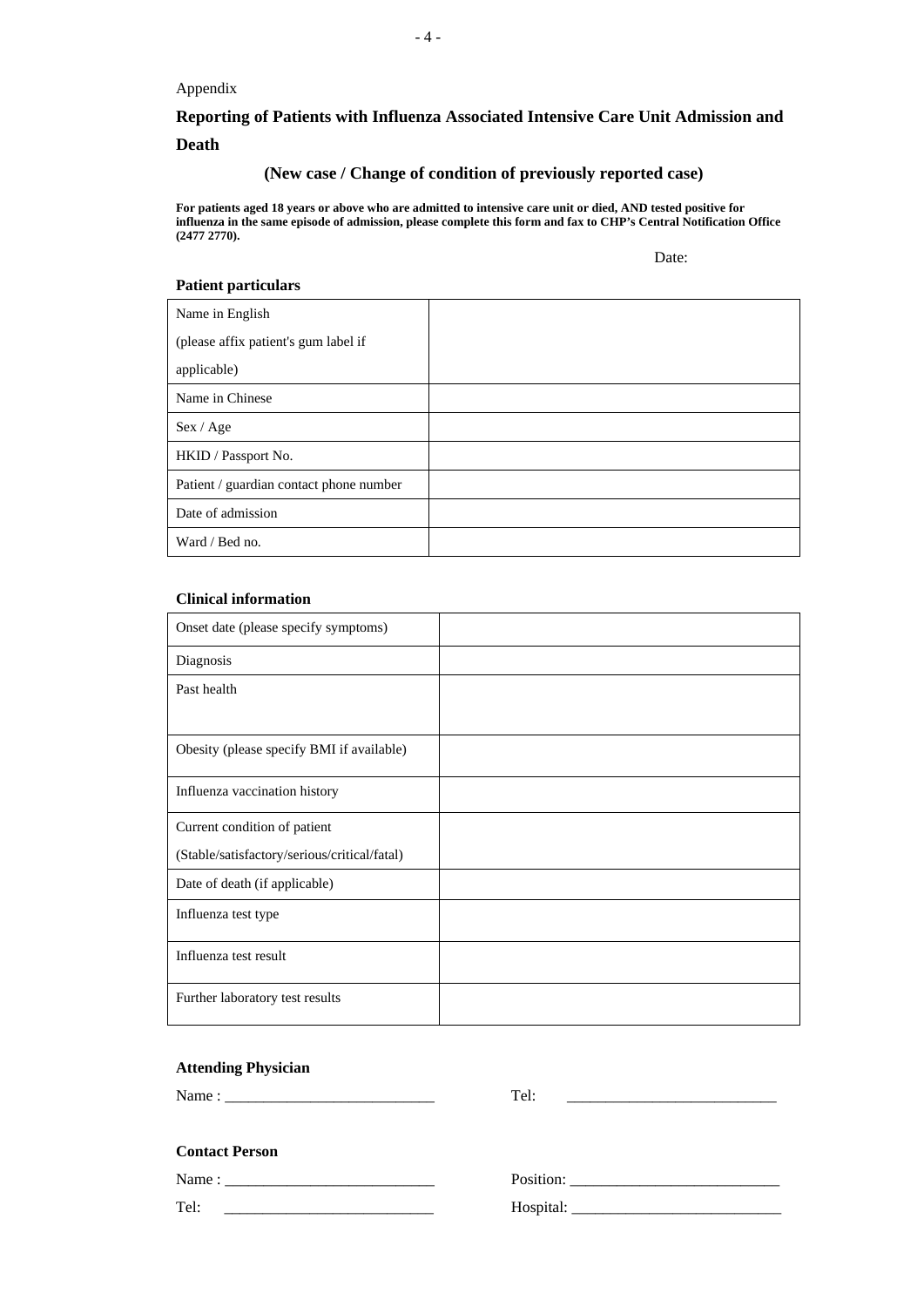Appendix

## Reporting of Patients with Influenza Associated Intensive Care Unit Admission and Death

### (New case / Change of condition of previously reported case)

**For patients aged 18 years or above who are admitted to intensive care unit or died, AND tested positive for influenza in the same episode of admission, please complete this form and fax to CHP's Central Notification Office (2477 2770).**

Date:

**Patient particulars**

| | |
|---|---|
| Name in English (please affix patient's gum label if applicable) | |
| Name in Chinese | |
| Sex / Age | |
| HKID / Passport No. | |
| Patient / guardian contact phone number | |
| Date of admission | |
| Ward / Bed no. | |

**Clinical information**

| | |
|---|---|
| Onset date (please specify symptoms) | |
| Diagnosis | |
| Past health | |
| Obesity (please specify BMI if available) | |
| Influenza vaccination history | |
| Current condition of patient (Stable/satisfactory/serious/critical/fatal) | |
| Date of death (if applicable) | |
| Influenza test type | |
| Influenza test result | |
| Further laboratory test results | |

**Attending Physician**

Name : ___________________________ Tel: ___________________________

**Contact Person**

Name : ___________________________ Position: ___________________________

Tel: ___________________________ Hospital: ___________________________